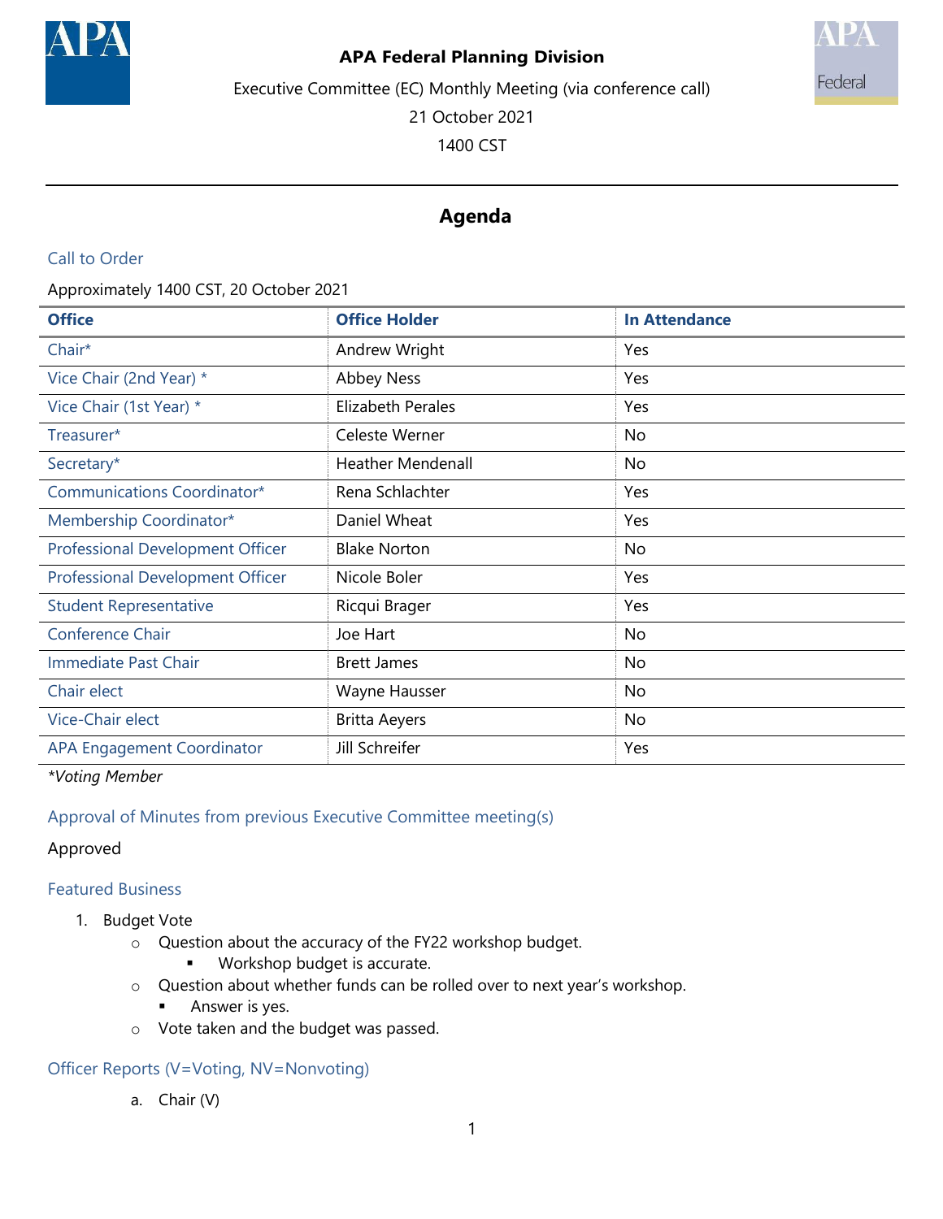# APA Federal Planning Division

Executive Committee (EC) Monthly Meeting (via conference call)

21 October 2021

1400 CST

## Agenda

### Call to Order

Approximately 1400 CST, 20 October 2021

| Office | Office Holder | In Attendance |
|---|---|---|
| Chair* | Andrew Wright | Yes |
| Vice Chair (2nd Year) * | Abbey Ness | Yes |
| Vice Chair (1st Year) * | Elizabeth Perales | Yes |
| Treasurer* | Celeste Werner | No |
| Secretary* | Heather Mendenall | No |
| Communications Coordinator* | Rena Schlachter | Yes |
| Membership Coordinator* | Daniel Wheat | Yes |
| Professional Development Officer | Blake Norton | No |
| Professional Development Officer | Nicole Boler | Yes |
| Student Representative | Ricqui Brager | Yes |
| Conference Chair | Joe Hart | No |
| Immediate Past Chair | Brett James | No |
| Chair elect | Wayne Hausser | No |
| Vice-Chair elect | Britta Aeyers | No |
| APA Engagement Coordinator | Jill Schreifer | Yes |

*Voting Member*

### Approval of Minutes from previous Executive Committee meeting(s)

Approved

### Featured Business

1. Budget Vote
   - Question about the accuracy of the FY22 workshop budget.
     - Workshop budget is accurate.
   - Question about whether funds can be rolled over to next year's workshop.
     - Answer is yes.
   - Vote taken and the budget was passed.

### Officer Reports (V=Voting, NV=Nonvoting)

a. Chair (V)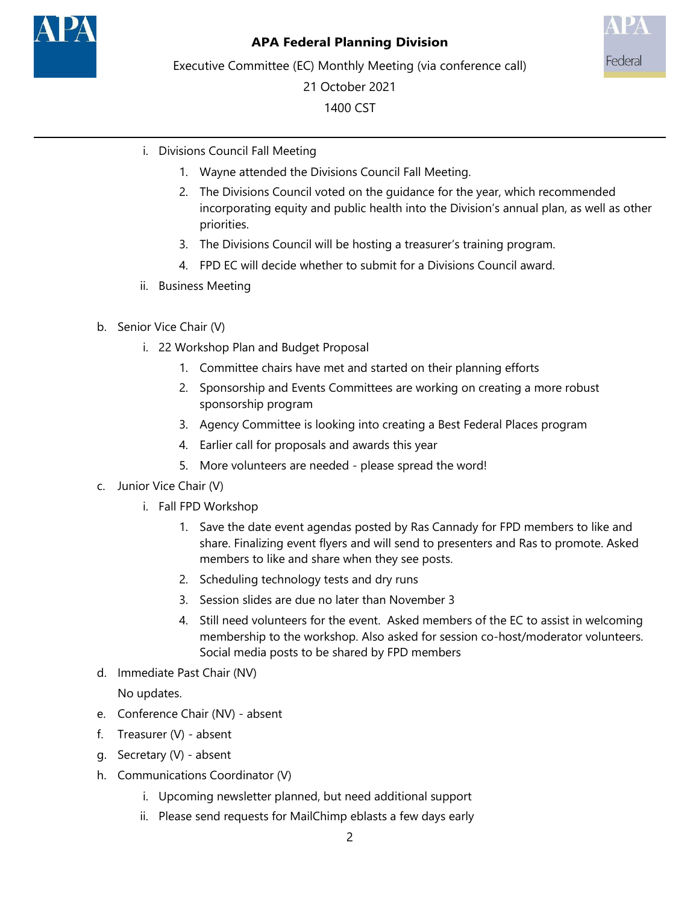i. Divisions Council Fall Meeting
   1. Wayne attended the Divisions Council Fall Meeting.
   2. The Divisions Council voted on the guidance for the year, which recommended incorporating equity and public health into the Division's annual plan, as well as other priorities.
   3. The Divisions Council will be hosting a treasurer's training program.
   4. FPD EC will decide whether to submit for a Divisions Council award.

ii. Business Meeting

b. Senior Vice Chair (V)
   i. 22 Workshop Plan and Budget Proposal
      1. Committee chairs have met and started on their planning efforts
      2. Sponsorship and Events Committees are working on creating a more robust sponsorship program
      3. Agency Committee is looking into creating a Best Federal Places program
      4. Earlier call for proposals and awards this year
      5. More volunteers are needed - please spread the word!

c. Junior Vice Chair (V)
   i. Fall FPD Workshop
      1. Save the date event agendas posted by Ras Cannady for FPD members to like and share. Finalizing event flyers and will send to presenters and Ras to promote. Asked members to like and share when they see posts.
      2. Scheduling technology tests and dry runs
      3. Session slides are due no later than November 3
      4. Still need volunteers for the event. Asked members of the EC to assist in welcoming membership to the workshop. Also asked for session co-host/moderator volunteers. Social media posts to be shared by FPD members

d. Immediate Past Chair (NV)

   No updates.

e. Conference Chair (NV) - absent

f. Treasurer (V) - absent

g. Secretary (V) - absent

h. Communications Coordinator (V)
   i. Upcoming newsletter planned, but need additional support
   ii. Please send requests for MailChimp eblasts a few days early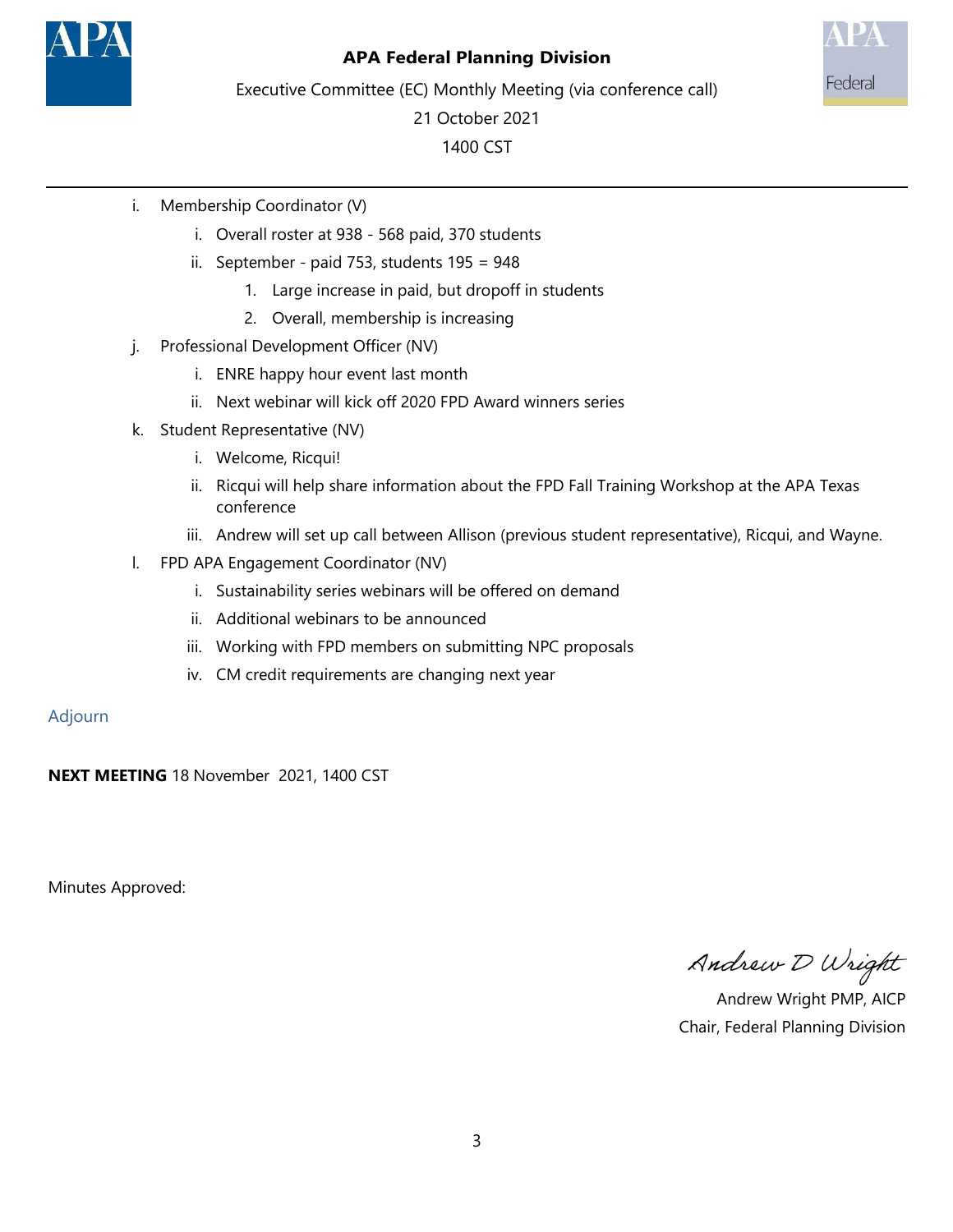**APA Federal Planning Division**

Executive Committee (EC) Monthly Meeting (via conference call)

21 October 2021

1400 CST

---

i. Membership Coordinator (V)
    i. Overall roster at 938 - 568 paid, 370 students
    ii. September - paid 753, students 195 = 948
        1. Large increase in paid, but dropoff in students
        2. Overall, membership is increasing
j. Professional Development Officer (NV)
    i. ENRE happy hour event last month
    ii. Next webinar will kick off 2020 FPD Award winners series
k. Student Representative (NV)
    i. Welcome, Ricqui!
    ii. Ricqui will help share information about the FPD Fall Training Workshop at the APA Texas conference
    iii. Andrew will set up call between Allison (previous student representative), Ricqui, and Wayne.
l. FPD APA Engagement Coordinator (NV)
    i. Sustainability series webinars will be offered on demand
    ii. Additional webinars to be announced
    iii. Working with FPD members on submitting NPC proposals
    iv. CM credit requirements are changing next year

Adjourn

**NEXT MEETING** 18 November 2021, 1400 CST

Minutes Approved:

*Andrew D Wright*

Andrew Wright PMP, AICP
Chair, Federal Planning Division